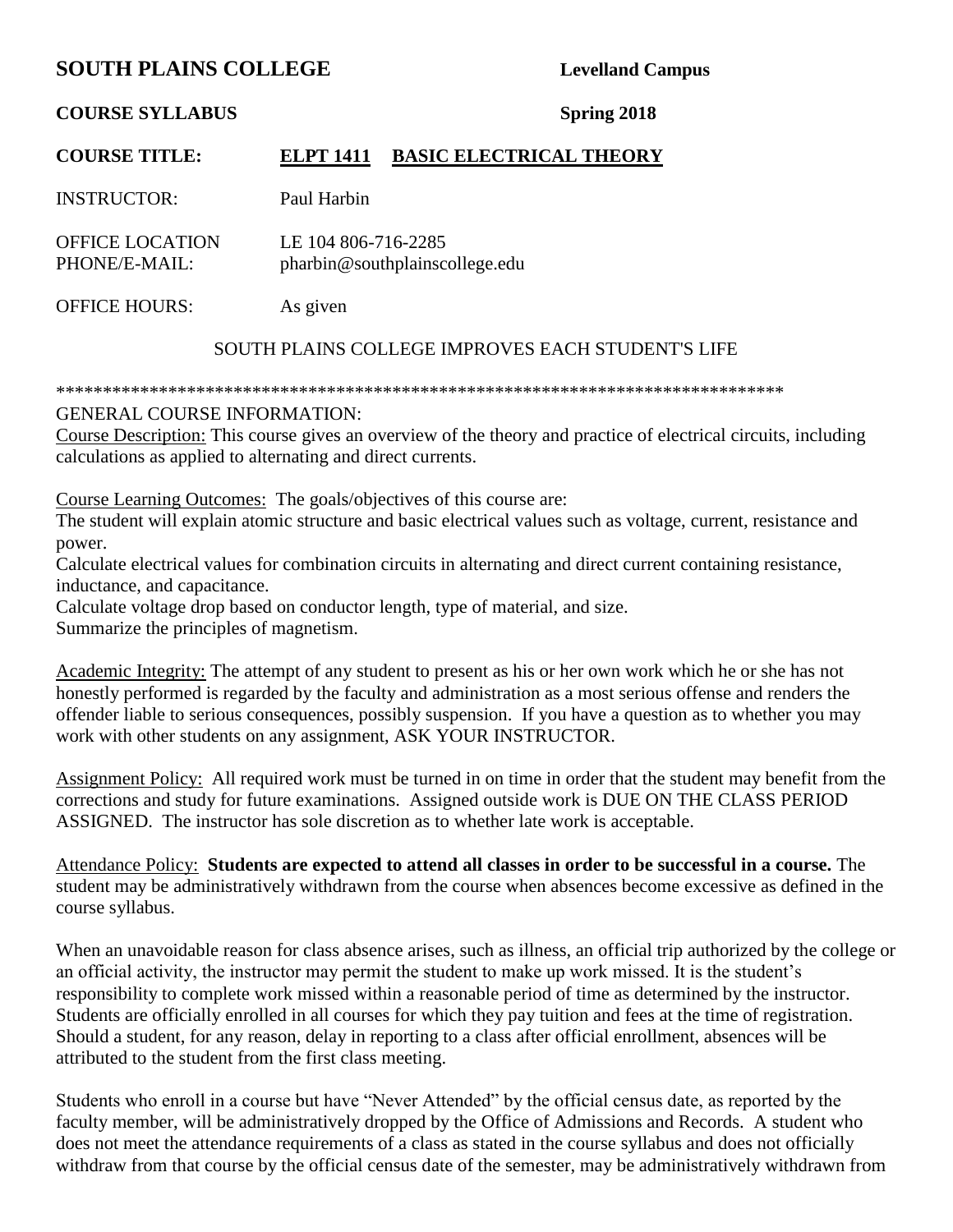# SOUTH PLAINS COLLEGE — Levelland Campus

**COURSE SYLLABUS** — **Spring 2018**

**COURSE TITLE:** **ELPT 1411 BASIC ELECTRICAL THEORY**

INSTRUCTOR: Paul Harbin

OFFICE LOCATION PHONE/E-MAIL: LE 104 806-716-2285 pharbin@southplainscollege.edu

OFFICE HOURS: As given

SOUTH PLAINS COLLEGE IMPROVES EACH STUDENT'S LIFE

*******************************************************************************

GENERAL COURSE INFORMATION:

Course Description: This course gives an overview of the theory and practice of electrical circuits, including calculations as applied to alternating and direct currents.

Course Learning Outcomes: The goals/objectives of this course are:

The student will explain atomic structure and basic electrical values such as voltage, current, resistance and power.

Calculate electrical values for combination circuits in alternating and direct current containing resistance, inductance, and capacitance.

Calculate voltage drop based on conductor length, type of material, and size.

Summarize the principles of magnetism.

Academic Integrity: The attempt of any student to present as his or her own work which he or she has not honestly performed is regarded by the faculty and administration as a most serious offense and renders the offender liable to serious consequences, possibly suspension. If you have a question as to whether you may work with other students on any assignment, ASK YOUR INSTRUCTOR.

Assignment Policy: All required work must be turned in on time in order that the student may benefit from the corrections and study for future examinations. Assigned outside work is DUE ON THE CLASS PERIOD ASSIGNED. The instructor has sole discretion as to whether late work is acceptable.

Attendance Policy: **Students are expected to attend all classes in order to be successful in a course.** The student may be administratively withdrawn from the course when absences become excessive as defined in the course syllabus.

When an unavoidable reason for class absence arises, such as illness, an official trip authorized by the college or an official activity, the instructor may permit the student to make up work missed. It is the student's responsibility to complete work missed within a reasonable period of time as determined by the instructor. Students are officially enrolled in all courses for which they pay tuition and fees at the time of registration. Should a student, for any reason, delay in reporting to a class after official enrollment, absences will be attributed to the student from the first class meeting.

Students who enroll in a course but have "Never Attended" by the official census date, as reported by the faculty member, will be administratively dropped by the Office of Admissions and Records. A student who does not meet the attendance requirements of a class as stated in the course syllabus and does not officially withdraw from that course by the official census date of the semester, may be administratively withdrawn from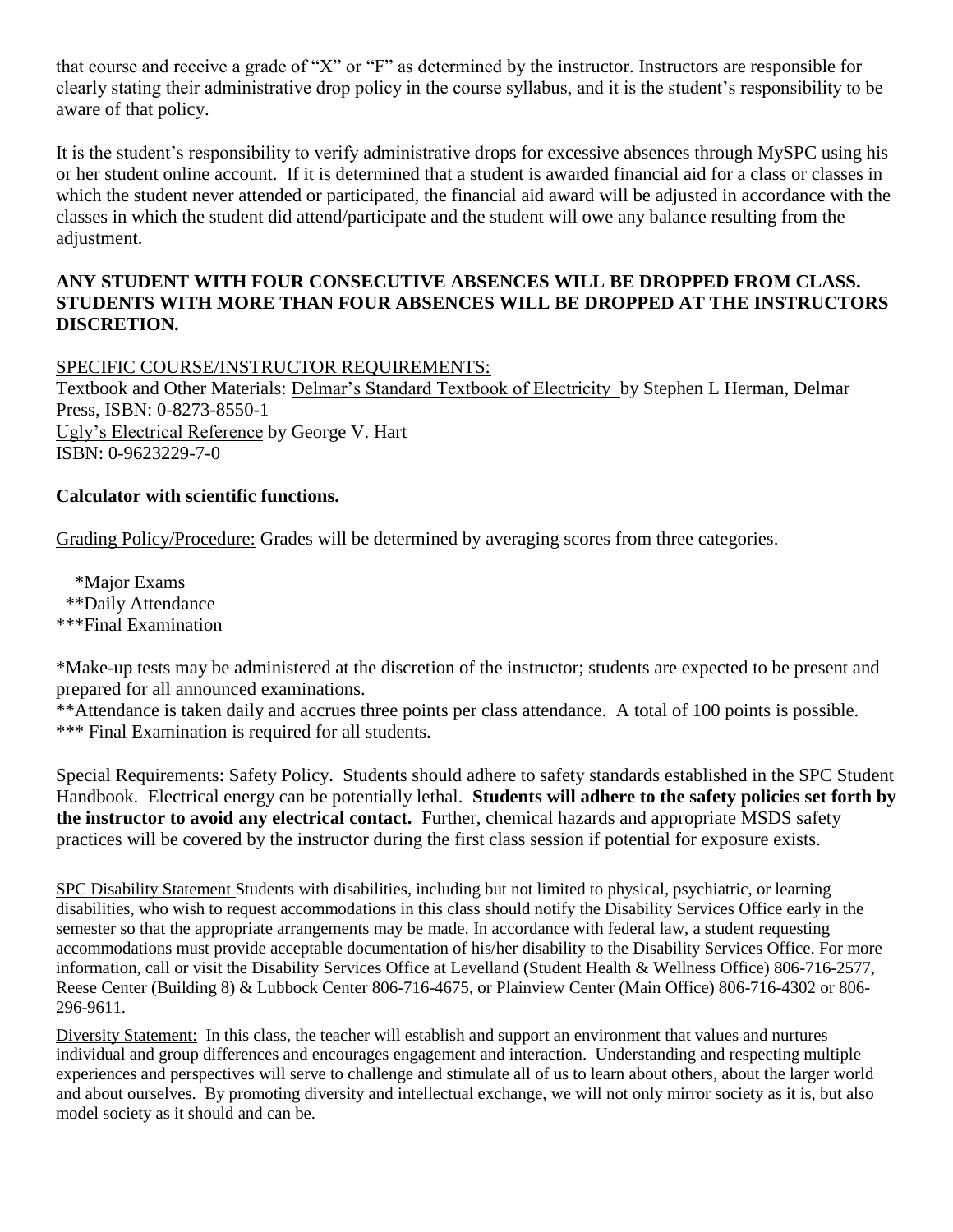that course and receive a grade of "X" or "F" as determined by the instructor. Instructors are responsible for clearly stating their administrative drop policy in the course syllabus, and it is the student's responsibility to be aware of that policy.

It is the student's responsibility to verify administrative drops for excessive absences through MySPC using his or her student online account. If it is determined that a student is awarded financial aid for a class or classes in which the student never attended or participated, the financial aid award will be adjusted in accordance with the classes in which the student did attend/participate and the student will owe any balance resulting from the adjustment.

**ANY STUDENT WITH FOUR CONSECUTIVE ABSENCES WILL BE DROPPED FROM CLASS. STUDENTS WITH MORE THAN FOUR ABSENCES WILL BE DROPPED AT THE INSTRUCTORS DISCRETION.**

SPECIFIC COURSE/INSTRUCTOR REQUIREMENTS:

Textbook and Other Materials: Delmar's Standard Textbook of Electricity by Stephen L Herman, Delmar Press, ISBN: 0-8273-8550-1

Ugly's Electrical Reference by George V. Hart

ISBN: 0-9623229-7-0

**Calculator with scientific functions.**

Grading Policy/Procedure: Grades will be determined by averaging scores from three categories.

*Major Exams

**Daily Attendance

***Final Examination

*Make-up tests may be administered at the discretion of the instructor; students are expected to be present and prepared for all announced examinations.

**Attendance is taken daily and accrues three points per class attendance. A total of 100 points is possible.

*** Final Examination is required for all students.

Special Requirements: Safety Policy. Students should adhere to safety standards established in the SPC Student Handbook. Electrical energy can be potentially lethal. **Students will adhere to the safety policies set forth by the instructor to avoid any electrical contact.** Further, chemical hazards and appropriate MSDS safety practices will be covered by the instructor during the first class session if potential for exposure exists.

SPC Disability Statement Students with disabilities, including but not limited to physical, psychiatric, or learning disabilities, who wish to request accommodations in this class should notify the Disability Services Office early in the semester so that the appropriate arrangements may be made. In accordance with federal law, a student requesting accommodations must provide acceptable documentation of his/her disability to the Disability Services Office. For more information, call or visit the Disability Services Office at Levelland (Student Health & Wellness Office) 806-716-2577, Reese Center (Building 8) & Lubbock Center 806-716-4675, or Plainview Center (Main Office) 806-716-4302 or 806-296-9611.

Diversity Statement: In this class, the teacher will establish and support an environment that values and nurtures individual and group differences and encourages engagement and interaction. Understanding and respecting multiple experiences and perspectives will serve to challenge and stimulate all of us to learn about others, about the larger world and about ourselves. By promoting diversity and intellectual exchange, we will not only mirror society as it is, but also model society as it should and can be.